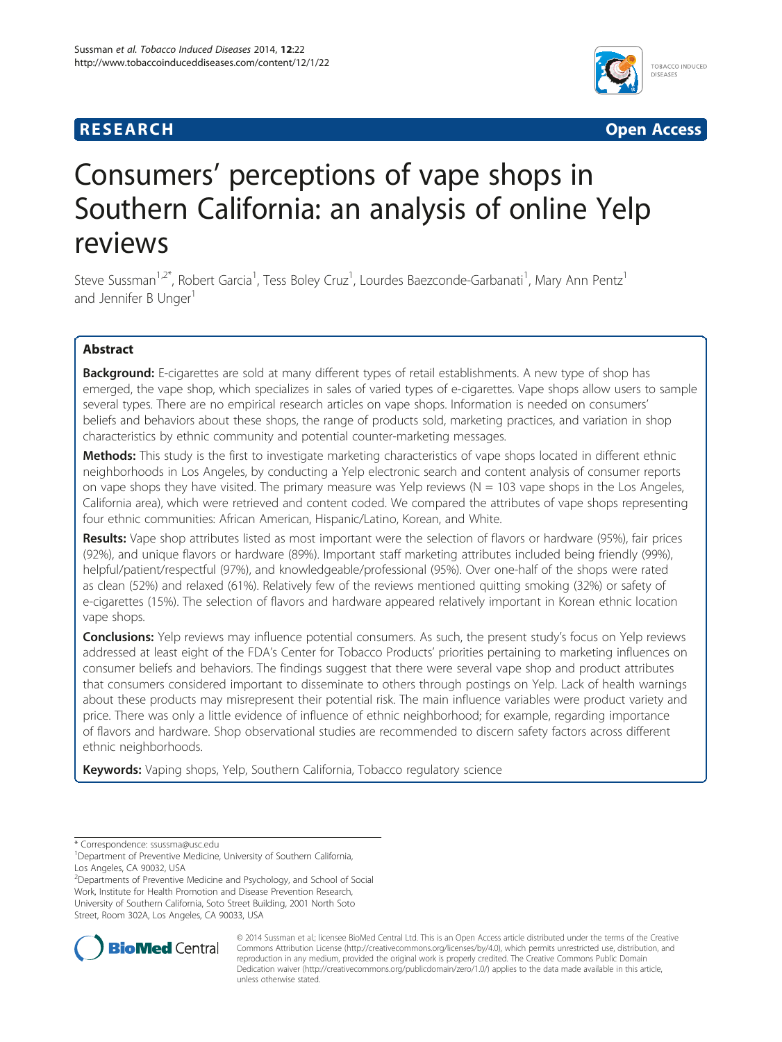**RESEARCH** **Open Access**

# Consumers' perceptions of vape shops in Southern California: an analysis of online Yelp reviews

Steve Sussman[1,2*], Robert Garcia[1], Tess Boley Cruz[1], Lourdes Baezconde-Garbanati[1], Mary Ann Pentz[1] and Jennifer B Unger[1]

## Abstract

**Background:** E-cigarettes are sold at many different types of retail establishments. A new type of shop has emerged, the vape shop, which specializes in sales of varied types of e-cigarettes. Vape shops allow users to sample several types. There are no empirical research articles on vape shops. Information is needed on consumers' beliefs and behaviors about these shops, the range of products sold, marketing practices, and variation in shop characteristics by ethnic community and potential counter-marketing messages.

**Methods:** This study is the first to investigate marketing characteristics of vape shops located in different ethnic neighborhoods in Los Angeles, by conducting a Yelp electronic search and content analysis of consumer reports on vape shops they have visited. The primary measure was Yelp reviews (N = 103 vape shops in the Los Angeles, California area), which were retrieved and content coded. We compared the attributes of vape shops representing four ethnic communities: African American, Hispanic/Latino, Korean, and White.

**Results:** Vape shop attributes listed as most important were the selection of flavors or hardware (95%), fair prices (92%), and unique flavors or hardware (89%). Important staff marketing attributes included being friendly (99%), helpful/patient/respectful (97%), and knowledgeable/professional (95%). Over one-half of the shops were rated as clean (52%) and relaxed (61%). Relatively few of the reviews mentioned quitting smoking (32%) or safety of e-cigarettes (15%). The selection of flavors and hardware appeared relatively important in Korean ethnic location vape shops.

**Conclusions:** Yelp reviews may influence potential consumers. As such, the present study's focus on Yelp reviews addressed at least eight of the FDA's Center for Tobacco Products' priorities pertaining to marketing influences on consumer beliefs and behaviors. The findings suggest that there were several vape shop and product attributes that consumers considered important to disseminate to others through postings on Yelp. Lack of health warnings about these products may misrepresent their potential risk. The main influence variables were product variety and price. There was only a little evidence of influence of ethnic neighborhood; for example, regarding importance of flavors and hardware. Shop observational studies are recommended to discern safety factors across different ethnic neighborhoods.

**Keywords:** Vaping shops, Yelp, Southern California, Tobacco regulatory science

---

\* Correspondence: ssussma@usc.edu
[1]Department of Preventive Medicine, University of Southern California, Los Angeles, CA 90032, USA
[2]Departments of Preventive Medicine and Psychology, and School of Social Work, Institute for Health Promotion and Disease Prevention Research, University of Southern California, Soto Street Building, 2001 North Soto Street, Room 302A, Los Angeles, CA 90033, USA

© 2014 Sussman et al.; licensee BioMed Central Ltd. This is an Open Access article distributed under the terms of the Creative Commons Attribution License (http://creativecommons.org/licenses/by/4.0), which permits unrestricted use, distribution, and reproduction in any medium, provided the original work is properly credited. The Creative Commons Public Domain Dedication waiver (http://creativecommons.org/publicdomain/zero/1.0/) applies to the data made available in this article, unless otherwise stated.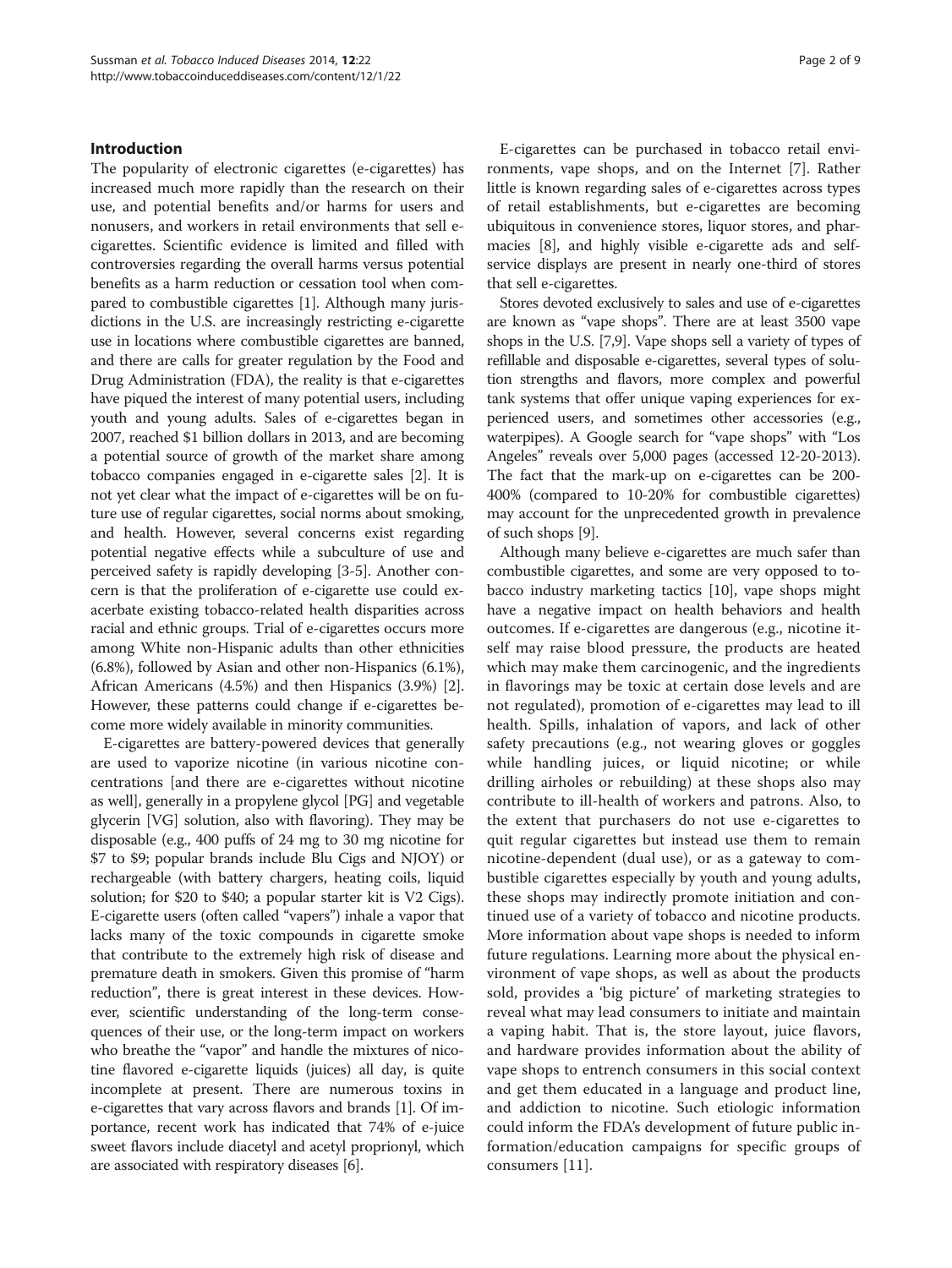## Introduction

The popularity of electronic cigarettes (e-cigarettes) has increased much more rapidly than the research on their use, and potential benefits and/or harms for users and nonusers, and workers in retail environments that sell e-cigarettes. Scientific evidence is limited and filled with controversies regarding the overall harms versus potential benefits as a harm reduction or cessation tool when compared to combustible cigarettes [1]. Although many jurisdictions in the U.S. are increasingly restricting e-cigarette use in locations where combustible cigarettes are banned, and there are calls for greater regulation by the Food and Drug Administration (FDA), the reality is that e-cigarettes have piqued the interest of many potential users, including youth and young adults. Sales of e-cigarettes began in 2007, reached $1 billion dollars in 2013, and are becoming a potential source of growth of the market share among tobacco companies engaged in e-cigarette sales [2]. It is not yet clear what the impact of e-cigarettes will be on future use of regular cigarettes, social norms about smoking, and health. However, several concerns exist regarding potential negative effects while a subculture of use and perceived safety is rapidly developing [3-5]. Another concern is that the proliferation of e-cigarette use could exacerbate existing tobacco-related health disparities across racial and ethnic groups. Trial of e-cigarettes occurs more among White non-Hispanic adults than other ethnicities (6.8%), followed by Asian and other non-Hispanics (6.1%), African Americans (4.5%) and then Hispanics (3.9%) [2]. However, these patterns could change if e-cigarettes become more widely available in minority communities.

E-cigarettes are battery-powered devices that generally are used to vaporize nicotine (in various nicotine concentrations [and there are e-cigarettes without nicotine as well], generally in a propylene glycol [PG] and vegetable glycerin [VG] solution, also with flavoring). They may be disposable (e.g., 400 puffs of 24 mg to 30 mg nicotine for $7 to $9; popular brands include Blu Cigs and NJOY) or rechargeable (with battery chargers, heating coils, liquid solution; for $20 to $40; a popular starter kit is V2 Cigs). E-cigarette users (often called "vapers") inhale a vapor that lacks many of the toxic compounds in cigarette smoke that contribute to the extremely high risk of disease and premature death in smokers. Given this promise of "harm reduction", there is great interest in these devices. However, scientific understanding of the long-term consequences of their use, or the long-term impact on workers who breathe the "vapor" and handle the mixtures of nicotine flavored e-cigarette liquids (juices) all day, is quite incomplete at present. There are numerous toxins in e-cigarettes that vary across flavors and brands [1]. Of importance, recent work has indicated that 74% of e-juice sweet flavors include diacetyl and acetyl proprionyl, which are associated with respiratory diseases [6].

E-cigarettes can be purchased in tobacco retail environments, vape shops, and on the Internet [7]. Rather little is known regarding sales of e-cigarettes across types of retail establishments, but e-cigarettes are becoming ubiquitous in convenience stores, liquor stores, and pharmacies [8], and highly visible e-cigarette ads and self-service displays are present in nearly one-third of stores that sell e-cigarettes.

Stores devoted exclusively to sales and use of e-cigarettes are known as "vape shops". There are at least 3500 vape shops in the U.S. [7,9]. Vape shops sell a variety of types of refillable and disposable e-cigarettes, several types of solution strengths and flavors, more complex and powerful tank systems that offer unique vaping experiences for experienced users, and sometimes other accessories (e.g., waterpipes). A Google search for "vape shops" with "Los Angeles" reveals over 5,000 pages (accessed 12-20-2013). The fact that the mark-up on e-cigarettes can be 200-400% (compared to 10-20% for combustible cigarettes) may account for the unprecedented growth in prevalence of such shops [9].

Although many believe e-cigarettes are much safer than combustible cigarettes, and some are very opposed to tobacco industry marketing tactics [10], vape shops might have a negative impact on health behaviors and health outcomes. If e-cigarettes are dangerous (e.g., nicotine itself may raise blood pressure, the products are heated which may make them carcinogenic, and the ingredients in flavorings may be toxic at certain dose levels and are not regulated), promotion of e-cigarettes may lead to ill health. Spills, inhalation of vapors, and lack of other safety precautions (e.g., not wearing gloves or goggles while handling juices, or liquid nicotine; or while drilling airholes or rebuilding) at these shops also may contribute to ill-health of workers and patrons. Also, to the extent that purchasers do not use e-cigarettes to quit regular cigarettes but instead use them to remain nicotine-dependent (dual use), or as a gateway to combustible cigarettes especially by youth and young adults, these shops may indirectly promote initiation and continued use of a variety of tobacco and nicotine products. More information about vape shops is needed to inform future regulations. Learning more about the physical environment of vape shops, as well as about the products sold, provides a 'big picture' of marketing strategies to reveal what may lead consumers to initiate and maintain a vaping habit. That is, the store layout, juice flavors, and hardware provides information about the ability of vape shops to entrench consumers in this social context and get them educated in a language and product line, and addiction to nicotine. Such etiologic information could inform the FDA's development of future public information/education campaigns for specific groups of consumers [11].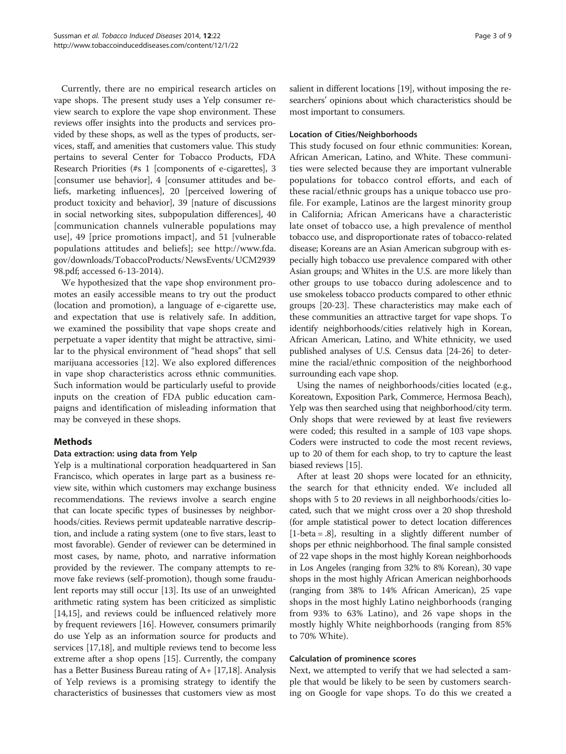Currently, there are no empirical research articles on vape shops. The present study uses a Yelp consumer review search to explore the vape shop environment. These reviews offer insights into the products and services provided by these shops, as well as the types of products, services, staff, and amenities that customers value. This study pertains to several Center for Tobacco Products, FDA Research Priorities (#s 1 [components of e-cigarettes], 3 [consumer use behavior], 4 [consumer attitudes and beliefs, marketing influences], 20 [perceived lowering of product toxicity and behavior], 39 [nature of discussions in social networking sites, subpopulation differences], 40 [communication channels vulnerable populations may use], 49 [price promotions impact], and 51 [vulnerable populations attitudes and beliefs]; see http://www.fda.gov/downloads/TobaccoProducts/NewsEvents/UCM293998.pdf; accessed 6-13-2014).

We hypothesized that the vape shop environment promotes an easily accessible means to try out the product (location and promotion), a language of e-cigarette use, and expectation that use is relatively safe. In addition, we examined the possibility that vape shops create and perpetuate a vaper identity that might be attractive, similar to the physical environment of "head shops" that sell marijuana accessories [12]. We also explored differences in vape shop characteristics across ethnic communities. Such information would be particularly useful to provide inputs on the creation of FDA public education campaigns and identification of misleading information that may be conveyed in these shops.

## Methods

### Data extraction: using data from Yelp

Yelp is a multinational corporation headquartered in San Francisco, which operates in large part as a business review site, within which customers may exchange business recommendations. The reviews involve a search engine that can locate specific types of businesses by neighborhoods/cities. Reviews permit updateable narrative description, and include a rating system (one to five stars, least to most favorable). Gender of reviewer can be determined in most cases, by name, photo, and narrative information provided by the reviewer. The company attempts to remove fake reviews (self-promotion), though some fraudulent reports may still occur [13]. Its use of an unweighted arithmetic rating system has been criticized as simplistic [14,15], and reviews could be influenced relatively more by frequent reviewers [16]. However, consumers primarily do use Yelp as an information source for products and services [17,18], and multiple reviews tend to become less extreme after a shop opens [15]. Currently, the company has a Better Business Bureau rating of A+ [17,18]. Analysis of Yelp reviews is a promising strategy to identify the characteristics of businesses that customers view as most salient in different locations [19], without imposing the researchers' opinions about which characteristics should be most important to consumers.

### Location of Cities/Neighborhoods

This study focused on four ethnic communities: Korean, African American, Latino, and White. These communities were selected because they are important vulnerable populations for tobacco control efforts, and each of these racial/ethnic groups has a unique tobacco use profile. For example, Latinos are the largest minority group in California; African Americans have a characteristic late onset of tobacco use, a high prevalence of menthol tobacco use, and disproportionate rates of tobacco-related disease; Koreans are an Asian American subgroup with especially high tobacco use prevalence compared with other Asian groups; and Whites in the U.S. are more likely than other groups to use tobacco during adolescence and to use smokeless tobacco products compared to other ethnic groups [20-23]. These characteristics may make each of these communities an attractive target for vape shops. To identify neighborhoods/cities relatively high in Korean, African American, Latino, and White ethnicity, we used published analyses of U.S. Census data [24-26] to determine the racial/ethnic composition of the neighborhood surrounding each vape shop.

Using the names of neighborhoods/cities located (e.g., Koreatown, Exposition Park, Commerce, Hermosa Beach), Yelp was then searched using that neighborhood/city term. Only shops that were reviewed by at least five reviewers were coded; this resulted in a sample of 103 vape shops. Coders were instructed to code the most recent reviews, up to 20 of them for each shop, to try to capture the least biased reviews [15].

After at least 20 shops were located for an ethnicity, the search for that ethnicity ended. We included all shops with 5 to 20 reviews in all neighborhoods/cities located, such that we might cross over a 20 shop threshold (for ample statistical power to detect location differences [1-beta = .8], resulting in a slightly different number of shops per ethnic neighborhood. The final sample consisted of 22 vape shops in the most highly Korean neighborhoods in Los Angeles (ranging from 32% to 8% Korean), 30 vape shops in the most highly African American neighborhoods (ranging from 38% to 14% African American), 25 vape shops in the most highly Latino neighborhoods (ranging from 93% to 63% Latino), and 26 vape shops in the mostly highly White neighborhoods (ranging from 85% to 70% White).

### Calculation of prominence scores

Next, we attempted to verify that we had selected a sample that would be likely to be seen by customers searching on Google for vape shops. To do this we created a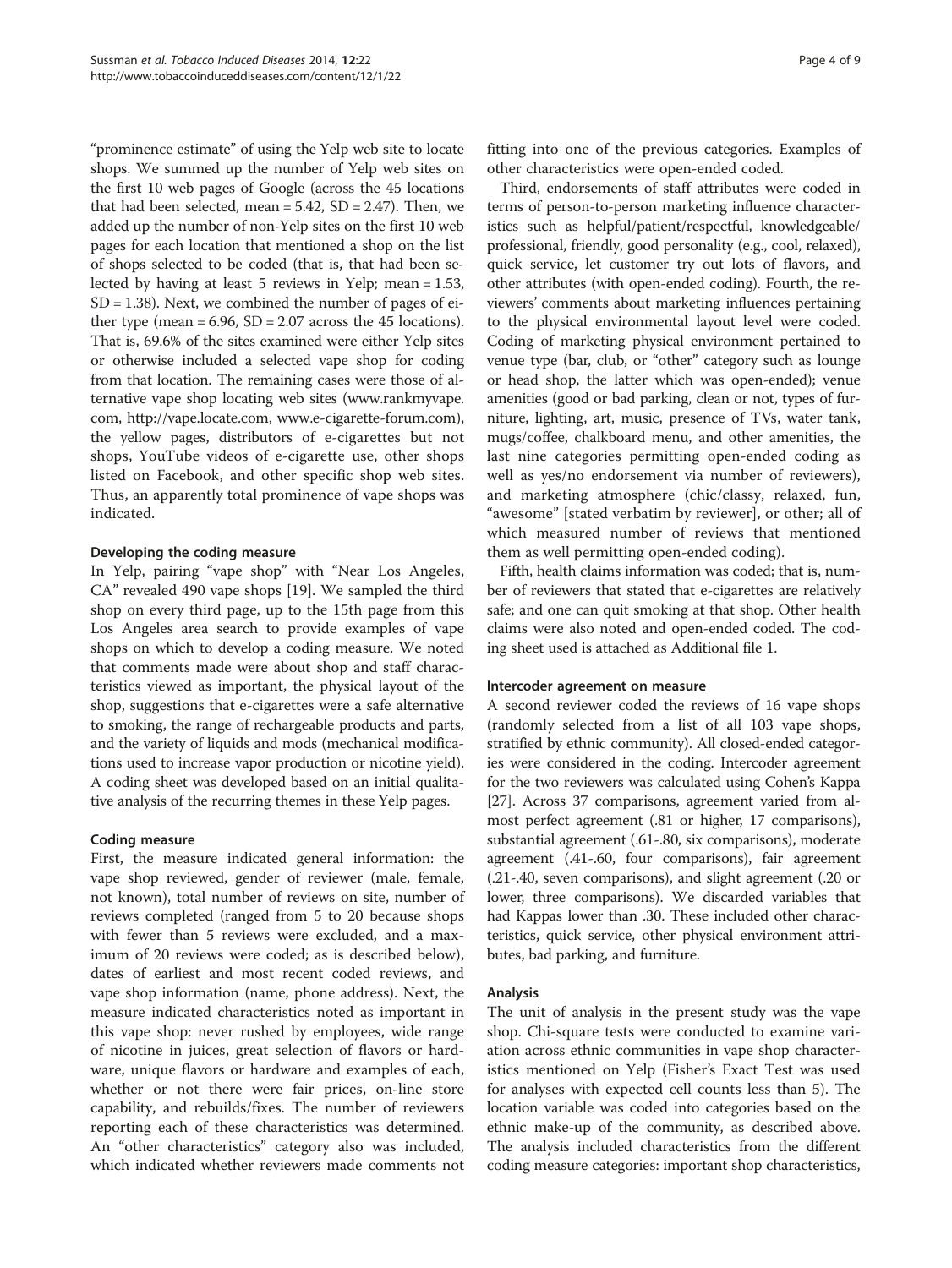"prominence estimate" of using the Yelp web site to locate shops. We summed up the number of Yelp web sites on the first 10 web pages of Google (across the 45 locations that had been selected, mean = 5.42, SD = 2.47). Then, we added up the number of non-Yelp sites on the first 10 web pages for each location that mentioned a shop on the list of shops selected to be coded (that is, that had been selected by having at least 5 reviews in Yelp; mean = 1.53, SD = 1.38). Next, we combined the number of pages of either type (mean = 6.96, SD = 2.07 across the 45 locations). That is, 69.6% of the sites examined were either Yelp sites or otherwise included a selected vape shop for coding from that location. The remaining cases were those of alternative vape shop locating web sites (www.rankmyvape.com, http://vape.locate.com, www.e-cigarette-forum.com), the yellow pages, distributors of e-cigarettes but not shops, YouTube videos of e-cigarette use, other shops listed on Facebook, and other specific shop web sites. Thus, an apparently total prominence of vape shops was indicated.

### Developing the coding measure

In Yelp, pairing "vape shop" with "Near Los Angeles, CA" revealed 490 vape shops [19]. We sampled the third shop on every third page, up to the 15th page from this Los Angeles area search to provide examples of vape shops on which to develop a coding measure. We noted that comments made were about shop and staff characteristics viewed as important, the physical layout of the shop, suggestions that e-cigarettes were a safe alternative to smoking, the range of rechargeable products and parts, and the variety of liquids and mods (mechanical modifications used to increase vapor production or nicotine yield). A coding sheet was developed based on an initial qualitative analysis of the recurring themes in these Yelp pages.

### Coding measure

First, the measure indicated general information: the vape shop reviewed, gender of reviewer (male, female, not known), total number of reviews on site, number of reviews completed (ranged from 5 to 20 because shops with fewer than 5 reviews were excluded, and a maximum of 20 reviews were coded; as is described below), dates of earliest and most recent coded reviews, and vape shop information (name, phone address). Next, the measure indicated characteristics noted as important in this vape shop: never rushed by employees, wide range of nicotine in juices, great selection of flavors or hardware, unique flavors or hardware and examples of each, whether or not there were fair prices, on-line store capability, and rebuilds/fixes. The number of reviewers reporting each of these characteristics was determined. An "other characteristics" category also was included, which indicated whether reviewers made comments not fitting into one of the previous categories. Examples of other characteristics were open-ended coded.

Third, endorsements of staff attributes were coded in terms of person-to-person marketing influence characteristics such as helpful/patient/respectful, knowledgeable/professional, friendly, good personality (e.g., cool, relaxed), quick service, let customer try out lots of flavors, and other attributes (with open-ended coding). Fourth, the reviewers' comments about marketing influences pertaining to the physical environmental layout level were coded. Coding of marketing physical environment pertained to venue type (bar, club, or "other" category such as lounge or head shop, the latter which was open-ended); venue amenities (good or bad parking, clean or not, types of furniture, lighting, art, music, presence of TVs, water tank, mugs/coffee, chalkboard menu, and other amenities, the last nine categories permitting open-ended coding as well as yes/no endorsement via number of reviewers), and marketing atmosphere (chic/classy, relaxed, fun, "awesome" [stated verbatim by reviewer], or other; all of which measured number of reviews that mentioned them as well permitting open-ended coding).

Fifth, health claims information was coded; that is, number of reviewers that stated that e-cigarettes are relatively safe; and one can quit smoking at that shop. Other health claims were also noted and open-ended coded. The coding sheet used is attached as Additional file 1.

### Intercoder agreement on measure

A second reviewer coded the reviews of 16 vape shops (randomly selected from a list of all 103 vape shops, stratified by ethnic community). All closed-ended categories were considered in the coding. Intercoder agreement for the two reviewers was calculated using Cohen's Kappa [27]. Across 37 comparisons, agreement varied from almost perfect agreement (.81 or higher, 17 comparisons), substantial agreement (.61-.80, six comparisons), moderate agreement (.41-.60, four comparisons), fair agreement (.21-.40, seven comparisons), and slight agreement (.20 or lower, three comparisons). We discarded variables that had Kappas lower than .30. These included other characteristics, quick service, other physical environment attributes, bad parking, and furniture.

### Analysis

The unit of analysis in the present study was the vape shop. Chi-square tests were conducted to examine variation across ethnic communities in vape shop characteristics mentioned on Yelp (Fisher's Exact Test was used for analyses with expected cell counts less than 5). The location variable was coded into categories based on the ethnic make-up of the community, as described above. The analysis included characteristics from the different coding measure categories: important shop characteristics,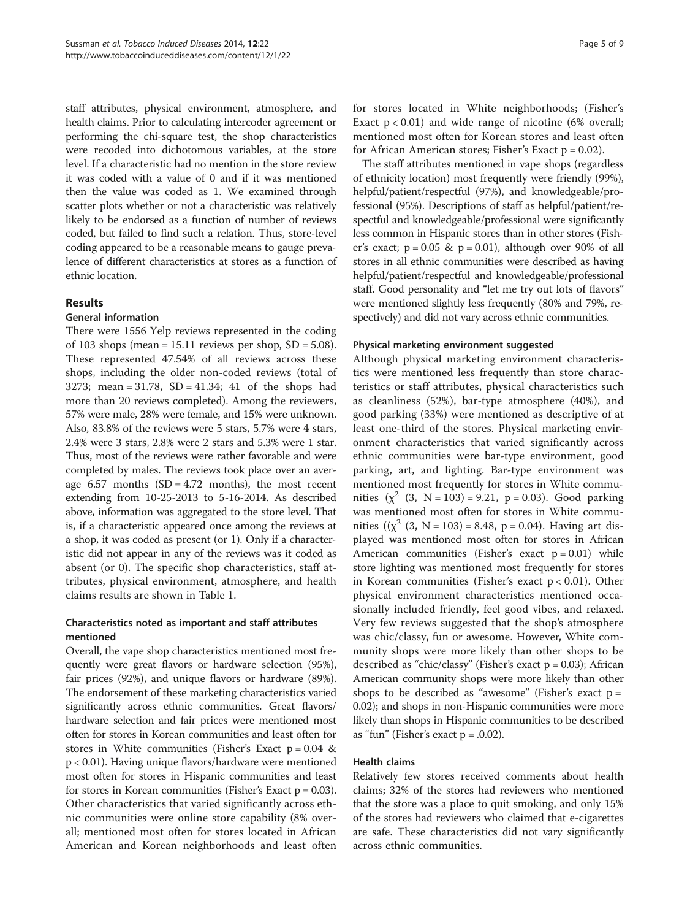staff attributes, physical environment, atmosphere, and health claims. Prior to calculating intercoder agreement or performing the chi-square test, the shop characteristics were recoded into dichotomous variables, at the store level. If a characteristic had no mention in the store review it was coded with a value of 0 and if it was mentioned then the value was coded as 1. We examined through scatter plots whether or not a characteristic was relatively likely to be endorsed as a function of number of reviews coded, but failed to find such a relation. Thus, store-level coding appeared to be a reasonable means to gauge prevalence of different characteristics at stores as a function of ethnic location.

## Results

### General information

There were 1556 Yelp reviews represented in the coding of 103 shops (mean = 15.11 reviews per shop, SD = 5.08). These represented 47.54% of all reviews across these shops, including the older non-coded reviews (total of 3273; mean = 31.78, SD = 41.34; 41 of the shops had more than 20 reviews completed). Among the reviewers, 57% were male, 28% were female, and 15% were unknown. Also, 83.8% of the reviews were 5 stars, 5.7% were 4 stars, 2.4% were 3 stars, 2.8% were 2 stars and 5.3% were 1 star. Thus, most of the reviews were rather favorable and were completed by males. The reviews took place over an average 6.57 months (SD = 4.72 months), the most recent extending from 10-25-2013 to 5-16-2014. As described above, information was aggregated to the store level. That is, if a characteristic appeared once among the reviews at a shop, it was coded as present (or 1). Only if a characteristic did not appear in any of the reviews was it coded as absent (or 0). The specific shop characteristics, staff attributes, physical environment, atmosphere, and health claims results are shown in Table 1.

### Characteristics noted as important and staff attributes mentioned

Overall, the vape shop characteristics mentioned most frequently were great flavors or hardware selection (95%), fair prices (92%), and unique flavors or hardware (89%). The endorsement of these marketing characteristics varied significantly across ethnic communities. Great flavors/hardware selection and fair prices were mentioned most often for stores in Korean communities and least often for stores in White communities (Fisher's Exact $p = 0.04$ & $p < 0.01$). Having unique flavors/hardware were mentioned most often for stores in Hispanic communities and least for stores in Korean communities (Fisher's Exact $p = 0.03$). Other characteristics that varied significantly across ethnic communities were online store capability (8% overall; mentioned most often for stores located in African American and Korean neighborhoods and least often for stores located in White neighborhoods; (Fisher's Exact $p < 0.01$) and wide range of nicotine (6% overall; mentioned most often for Korean stores and least often for African American stores; Fisher's Exact $p = 0.02$).

The staff attributes mentioned in vape shops (regardless of ethnicity location) most frequently were friendly (99%), helpful/patient/respectful (97%), and knowledgeable/professional (95%). Descriptions of staff as helpful/patient/respectful and knowledgeable/professional were significantly less common in Hispanic stores than in other stores (Fisher's exact; $p = 0.05$ & $p = 0.01$), although over 90% of all stores in all ethnic communities were described as having helpful/patient/respectful and knowledgeable/professional staff. Good personality and "let me try out lots of flavors" were mentioned slightly less frequently (80% and 79%, respectively) and did not vary across ethnic communities.

### Physical marketing environment suggested

Although physical marketing environment characteristics were mentioned less frequently than store characteristics or staff attributes, physical characteristics such as cleanliness (52%), bar-type atmosphere (40%), and good parking (33%) were mentioned as descriptive of at least one-third of the stores. Physical marketing environment characteristics that varied significantly across ethnic communities were bar-type environment, good parking, art, and lighting. Bar-type environment was mentioned most frequently for stores in White communities ($\chi^2$ (3, N = 103) = 9.21, $p = 0.03$). Good parking was mentioned most often for stores in White communities (($\chi^2$ (3, N = 103) = 8.48, $p = 0.04$). Having art displayed was mentioned most often for stores in African American communities (Fisher's exact $p = 0.01$) while store lighting was mentioned most frequently for stores in Korean communities (Fisher's exact $p < 0.01$). Other physical environment characteristics mentioned occasionally included friendly, feel good vibes, and relaxed. Very few reviews suggested that the shop's atmosphere was chic/classy, fun or awesome. However, White community shops were more likely than other shops to be described as "chic/classy" (Fisher's exact $p = 0.03$); African American community shops were more likely than other shops to be described as "awesome" (Fisher's exact $p = 0.02$); and shops in non-Hispanic communities were more likely than shops in Hispanic communities to be described as "fun" (Fisher's exact $p = .0.02$).

### Health claims

Relatively few stores received comments about health claims; 32% of the stores had reviewers who mentioned that the store was a place to quit smoking, and only 15% of the stores had reviewers who claimed that e-cigarettes are safe. These characteristics did not vary significantly across ethnic communities.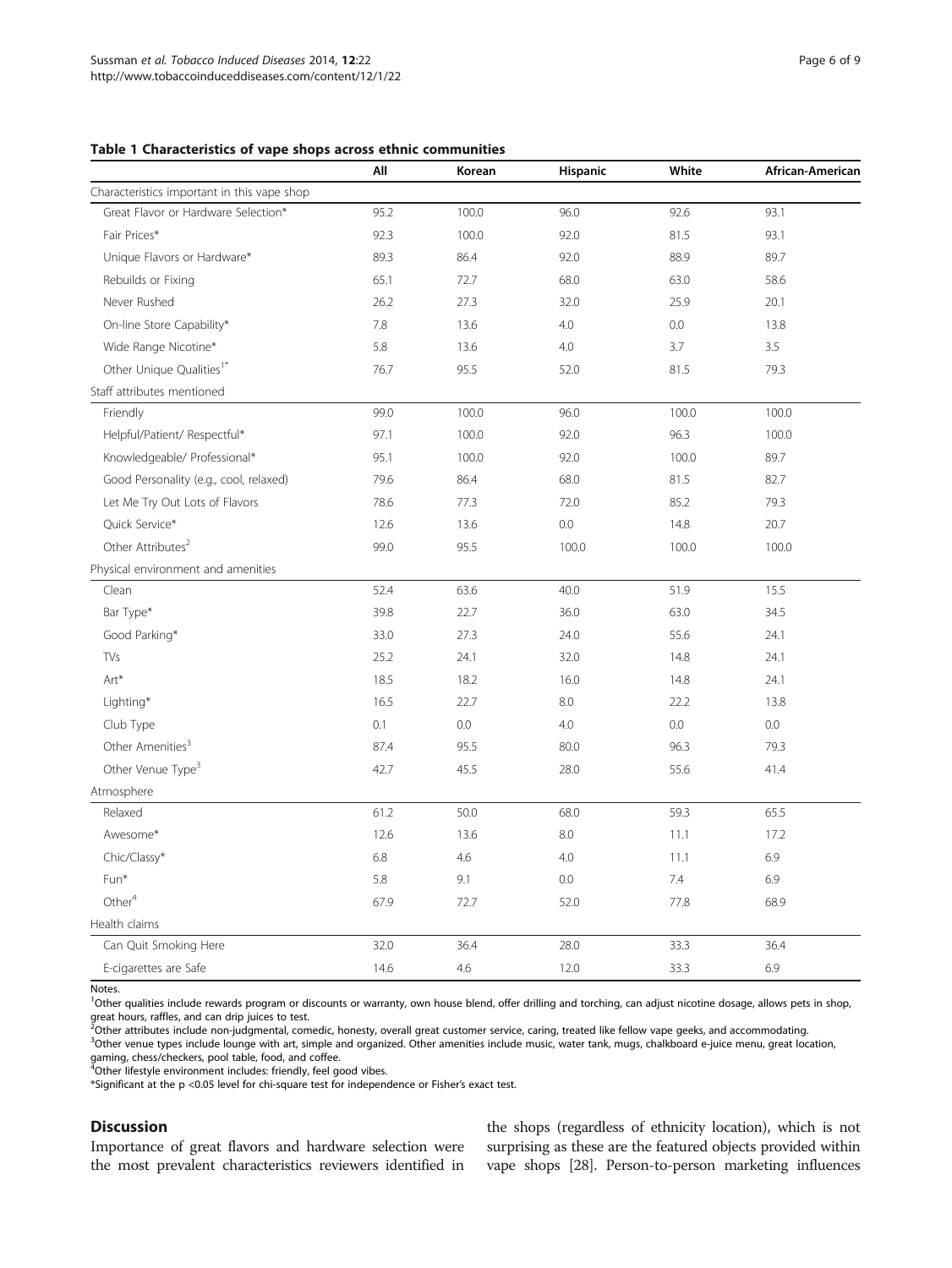**Table 1 Characteristics of vape shops across ethnic communities**

| | All | Korean | Hispanic | White | African-American |
|---|---|---|---|---|---|
| Characteristics important in this vape shop | | | | | |
| Great Flavor or Hardware Selection* | 95.2 | 100.0 | 96.0 | 92.6 | 93.1 |
| Fair Prices* | 92.3 | 100.0 | 92.0 | 81.5 | 93.1 |
| Unique Flavors or Hardware* | 89.3 | 86.4 | 92.0 | 88.9 | 89.7 |
| Rebuilds or Fixing | 65.1 | 72.7 | 68.0 | 63.0 | 58.6 |
| Never Rushed | 26.2 | 27.3 | 32.0 | 25.9 | 20.1 |
| On-line Store Capability* | 7.8 | 13.6 | 4.0 | 0.0 | 13.8 |
| Wide Range Nicotine* | 5.8 | 13.6 | 4.0 | 3.7 | 3.5 |
| Other Unique Qualities[1]* | 76.7 | 95.5 | 52.0 | 81.5 | 79.3 |
| Staff attributes mentioned | | | | | |
| Friendly | 99.0 | 100.0 | 96.0 | 100.0 | 100.0 |
| Helpful/Patient/ Respectful* | 97.1 | 100.0 | 92.0 | 96.3 | 100.0 |
| Knowledgeable/ Professional* | 95.1 | 100.0 | 92.0 | 100.0 | 89.7 |
| Good Personality (e.g., cool, relaxed) | 79.6 | 86.4 | 68.0 | 81.5 | 82.7 |
| Let Me Try Out Lots of Flavors | 78.6 | 77.3 | 72.0 | 85.2 | 79.3 |
| Quick Service* | 12.6 | 13.6 | 0.0 | 14.8 | 20.7 |
| Other Attributes[2] | 99.0 | 95.5 | 100.0 | 100.0 | 100.0 |
| Physical environment and amenities | | | | | |
| Clean | 52.4 | 63.6 | 40.0 | 51.9 | 15.5 |
| Bar Type* | 39.8 | 22.7 | 36.0 | 63.0 | 34.5 |
| Good Parking* | 33.0 | 27.3 | 24.0 | 55.6 | 24.1 |
| TVs | 25.2 | 24.1 | 32.0 | 14.8 | 24.1 |
| Art* | 18.5 | 18.2 | 16.0 | 14.8 | 24.1 |
| Lighting* | 16.5 | 22.7 | 8.0 | 22.2 | 13.8 |
| Club Type | 0.1 | 0.0 | 4.0 | 0.0 | 0.0 |
| Other Amenities[3] | 87.4 | 95.5 | 80.0 | 96.3 | 79.3 |
| Other Venue Type[3] | 42.7 | 45.5 | 28.0 | 55.6 | 41.4 |
| Atmosphere | | | | | |
| Relaxed | 61.2 | 50.0 | 68.0 | 59.3 | 65.5 |
| Awesome* | 12.6 | 13.6 | 8.0 | 11.1 | 17.2 |
| Chic/Classy* | 6.8 | 4.6 | 4.0 | 11.1 | 6.9 |
| Fun* | 5.8 | 9.1 | 0.0 | 7.4 | 6.9 |
| Other[4] | 67.9 | 72.7 | 52.0 | 77.8 | 68.9 |
| Health claims | | | | | |
| Can Quit Smoking Here | 32.0 | 36.4 | 28.0 | 33.3 | 36.4 |
| E-cigarettes are Safe | 14.6 | 4.6 | 12.0 | 33.3 | 6.9 |

Notes.

[1]Other qualities include rewards program or discounts or warranty, own house blend, offer drilling and torching, can adjust nicotine dosage, allows pets in shop, great hours, raffles, and can drip juices to test.

[2]Other attributes include non-judgmental, comedic, honesty, overall great customer service, caring, treated like fellow vape geeks, and accommodating.

[3]Other venue types include lounge with art, simple and organized. Other amenities include music, water tank, mugs, chalkboard e-juice menu, great location, gaming, chess/checkers, pool table, food, and coffee.

[4]Other lifestyle environment includes: friendly, feel good vibes.

*Significant at the $p < 0.05$ level for chi-square test for independence or Fisher's exact test.

## Discussion

Importance of great flavors and hardware selection were the most prevalent characteristics reviewers identified in the shops (regardless of ethnicity location), which is not surprising as these are the featured objects provided within vape shops [28]. Person-to-person marketing influences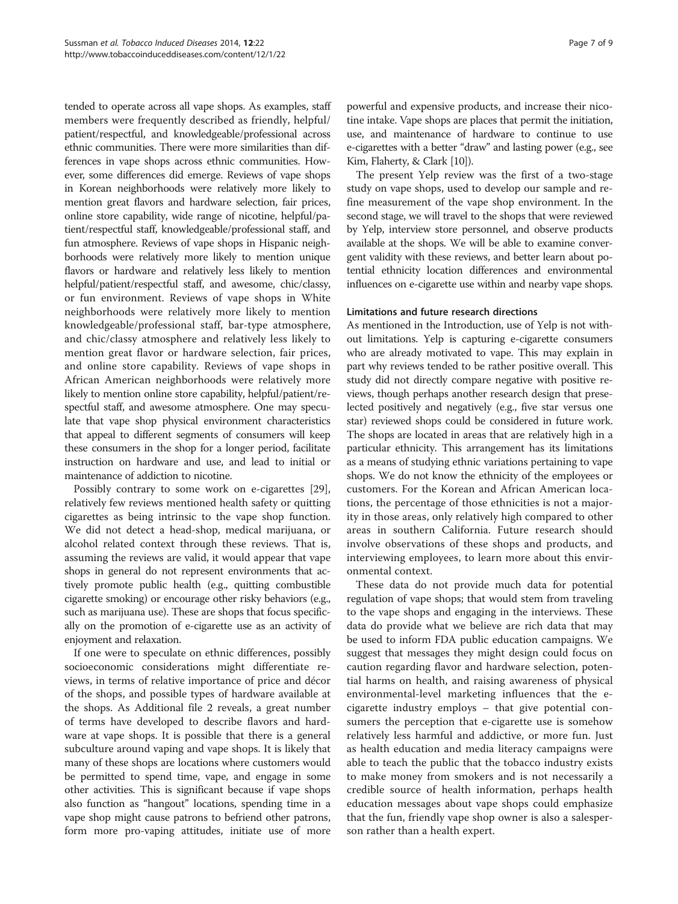tended to operate across all vape shops. As examples, staff members were frequently described as friendly, helpful/patient/respectful, and knowledgeable/professional across ethnic communities. There were more similarities than differences in vape shops across ethnic communities. However, some differences did emerge. Reviews of vape shops in Korean neighborhoods were relatively more likely to mention great flavors and hardware selection, fair prices, online store capability, wide range of nicotine, helpful/patient/respectful staff, knowledgeable/professional staff, and fun atmosphere. Reviews of vape shops in Hispanic neighborhoods were relatively more likely to mention unique flavors or hardware and relatively less likely to mention helpful/patient/respectful staff, and awesome, chic/classy, or fun environment. Reviews of vape shops in White neighborhoods were relatively more likely to mention knowledgeable/professional staff, bar-type atmosphere, and chic/classy atmosphere and relatively less likely to mention great flavor or hardware selection, fair prices, and online store capability. Reviews of vape shops in African American neighborhoods were relatively more likely to mention online store capability, helpful/patient/respectful staff, and awesome atmosphere. One may speculate that vape shop physical environment characteristics that appeal to different segments of consumers will keep these consumers in the shop for a longer period, facilitate instruction on hardware and use, and lead to initial or maintenance of addiction to nicotine.

Possibly contrary to some work on e-cigarettes [29], relatively few reviews mentioned health safety or quitting cigarettes as being intrinsic to the vape shop function. We did not detect a head-shop, medical marijuana, or alcohol related context through these reviews. That is, assuming the reviews are valid, it would appear that vape shops in general do not represent environments that actively promote public health (e.g., quitting combustible cigarette smoking) or encourage other risky behaviors (e.g., such as marijuana use). These are shops that focus specifically on the promotion of e-cigarette use as an activity of enjoyment and relaxation.

If one were to speculate on ethnic differences, possibly socioeconomic considerations might differentiate reviews, in terms of relative importance of price and décor of the shops, and possible types of hardware available at the shops. As Additional file 2 reveals, a great number of terms have developed to describe flavors and hardware at vape shops. It is possible that there is a general subculture around vaping and vape shops. It is likely that many of these shops are locations where customers would be permitted to spend time, vape, and engage in some other activities. This is significant because if vape shops also function as "hangout" locations, spending time in a vape shop might cause patrons to befriend other patrons, form more pro-vaping attitudes, initiate use of more powerful and expensive products, and increase their nicotine intake. Vape shops are places that permit the initiation, use, and maintenance of hardware to continue to use e-cigarettes with a better "draw" and lasting power (e.g., see Kim, Flaherty, & Clark [10]).

The present Yelp review was the first of a two-stage study on vape shops, used to develop our sample and refine measurement of the vape shop environment. In the second stage, we will travel to the shops that were reviewed by Yelp, interview store personnel, and observe products available at the shops. We will be able to examine convergent validity with these reviews, and better learn about potential ethnicity location differences and environmental influences on e-cigarette use within and nearby vape shops.

### Limitations and future research directions

As mentioned in the Introduction, use of Yelp is not without limitations. Yelp is capturing e-cigarette consumers who are already motivated to vape. This may explain in part why reviews tended to be rather positive overall. This study did not directly compare negative with positive reviews, though perhaps another research design that preselected positively and negatively (e.g., five star versus one star) reviewed shops could be considered in future work. The shops are located in areas that are relatively high in a particular ethnicity. This arrangement has its limitations as a means of studying ethnic variations pertaining to vape shops. We do not know the ethnicity of the employees or customers. For the Korean and African American locations, the percentage of those ethnicities is not a majority in those areas, only relatively high compared to other areas in southern California. Future research should involve observations of these shops and products, and interviewing employees, to learn more about this environmental context.

These data do not provide much data for potential regulation of vape shops; that would stem from traveling to the vape shops and engaging in the interviews. These data do provide what we believe are rich data that may be used to inform FDA public education campaigns. We suggest that messages they might design could focus on caution regarding flavor and hardware selection, potential harms on health, and raising awareness of physical environmental-level marketing influences that the e-cigarette industry employs – that give potential consumers the perception that e-cigarette use is somehow relatively less harmful and addictive, or more fun. Just as health education and media literacy campaigns were able to teach the public that the tobacco industry exists to make money from smokers and is not necessarily a credible source of health information, perhaps health education messages about vape shops could emphasize that the fun, friendly vape shop owner is also a salesperson rather than a health expert.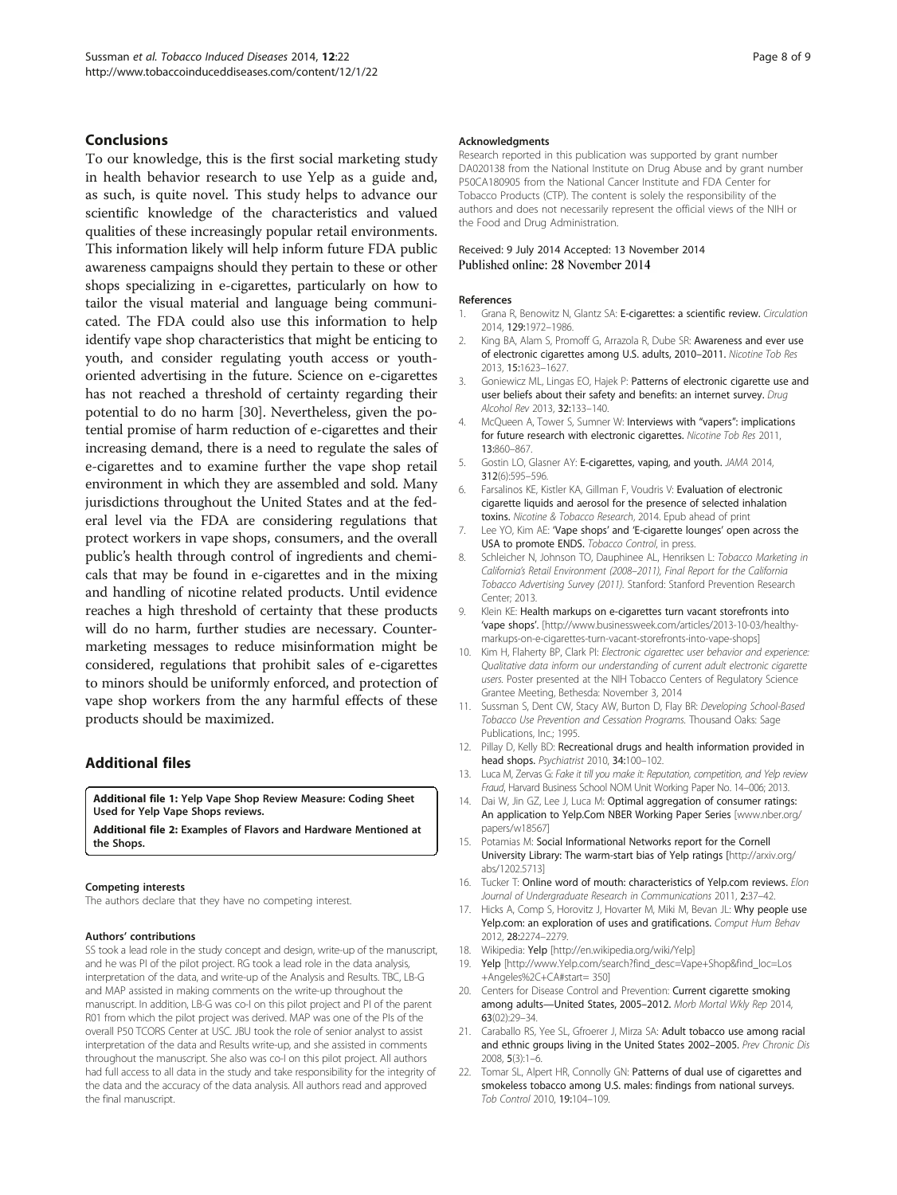## Conclusions

To our knowledge, this is the first social marketing study in health behavior research to use Yelp as a guide and, as such, is quite novel. This study helps to advance our scientific knowledge of the characteristics and valued qualities of these increasingly popular retail environments. This information likely will help inform future FDA public awareness campaigns should they pertain to these or other shops specializing in e-cigarettes, particularly on how to tailor the visual material and language being communicated. The FDA could also use this information to help identify vape shop characteristics that might be enticing to youth, and consider regulating youth access or youth-oriented advertising in the future. Science on e-cigarettes has not reached a threshold of certainty regarding their potential to do no harm [30]. Nevertheless, given the potential promise of harm reduction of e-cigarettes and their increasing demand, there is a need to regulate the sales of e-cigarettes and to examine further the vape shop retail environment in which they are assembled and sold. Many jurisdictions throughout the United States and at the federal level via the FDA are considering regulations that protect workers in vape shops, consumers, and the overall public's health through control of ingredients and chemicals that may be found in e-cigarettes and in the mixing and handling of nicotine related products. Until evidence reaches a high threshold of certainty that these products will do no harm, further studies are necessary. Countermarketing messages to reduce misinformation might be considered, regulations that prohibit sales of e-cigarettes to minors should be uniformly enforced, and protection of vape shop workers from the any harmful effects of these products should be maximized.

## Additional files

**Additional file 1: Yelp Vape Shop Review Measure: Coding Sheet Used for Yelp Vape Shops reviews.**

**Additional file 2: Examples of Flavors and Hardware Mentioned at the Shops.**

#### Competing interests

The authors declare that they have no competing interest.

#### Authors' contributions

SS took a lead role in the study concept and design, write-up of the manuscript, and he was PI of the pilot project. RG took a lead role in the data analysis, interpretation of the data, and write-up of the Analysis and Results. TBC, LB-G and MAP assisted in making comments on the write-up throughout the manuscript. In addition, LB-G was co-I on this pilot project and PI of the parent R01 from which the pilot project was derived. MAP was one of the PIs of the overall P50 TCORS Center at USC. JBU took the role of senior analyst to assist interpretation of the data and Results write-up, and she assisted in comments throughout the manuscript. She also was co-I on this pilot project. All authors had full access to all data in the study and take responsibility for the integrity of the data and the accuracy of the data analysis. All authors read and approved the final manuscript.

#### Acknowledgments

Research reported in this publication was supported by grant number DA020138 from the National Institute on Drug Abuse and by grant number P50CA180905 from the National Cancer Institute and FDA Center for Tobacco Products (CTP). The content is solely the responsibility of the authors and does not necessarily represent the official views of the NIH or the Food and Drug Administration.

Received: 9 July 2014 Accepted: 13 November 2014
Published online: 28 November 2014

#### References

1. Grana R, Benowitz N, Glantz SA: **E-cigarettes: a scientific review.** *Circulation* 2014, **129:**1972–1986.
2. King BA, Alam S, Promoff G, Arrazola R, Dube SR: **Awareness and ever use of electronic cigarettes among U.S. adults, 2010–2011.** *Nicotine Tob Res* 2013, **15:**1623–1627.
3. Goniewicz ML, Lingas EO, Hajek P: **Patterns of electronic cigarette use and user beliefs about their safety and benefits: an internet survey.** *Drug Alcohol Rev* 2013, **32:**133–140.
4. McQueen A, Tower S, Sumner W: **Interviews with "vapers": implications for future research with electronic cigarettes.** *Nicotine Tob Res* 2011, **13:**860–867.
5. Gostin LO, Glasner AY: **E-cigarettes, vaping, and youth.** *JAMA* 2014, **312**(6):595–596.
6. Farsalinos KE, Kistler KA, Gillman F, Voudris V: **Evaluation of electronic cigarette liquids and aerosol for the presence of selected inhalation toxins.** *Nicotine & Tobacco Research*, 2014. Epub ahead of print
7. Lee YO, Kim AE: **'Vape shops' and 'E-cigarette lounges' open across the USA to promote ENDS.** *Tobacco Control*, in press.
8. Schleicher N, Johnson TO, Dauphinee AL, Henriksen L: *Tobacco Marketing in California's Retail Environment (2008–2011), Final Report for the California Tobacco Advertising Survey (2011).* Stanford: Stanford Prevention Research Center; 2013.
9. Klein KE: **Health markups on e-cigarettes turn vacant storefronts into 'vape shops'.** [http://www.businessweek.com/articles/2013-10-03/healthy-markups-on-e-cigarettes-turn-vacant-storefronts-into-vape-shops]
10. Kim H, Flaherty BP, Clark PI: *Electronic cigarettec user behavior and experience: Qualitative data inform our understanding of current adult electronic cigarette users.* Poster presented at the NIH Tobacco Centers of Regulatory Science Grantee Meeting, Bethesda: November 3, 2014
11. Sussman S, Dent CW, Stacy AW, Burton D, Flay BR: *Developing School-Based Tobacco Use Prevention and Cessation Programs.* Thousand Oaks: Sage Publications, Inc.; 1995.
12. Pillay D, Kelly BD: **Recreational drugs and health information provided in head shops.** *Psychiatrist* 2010, **34:**100–102.
13. Luca M, Zervas G: *Fake it till you make it: Reputation, competition, and Yelp review Fraud*, Harvard Business School NOM Unit Working Paper No. 14–006; 2013.
14. Dai W, Jin GZ, Lee J, Luca M: **Optimal aggregation of consumer ratings: An application to Yelp.Com NBER Working Paper Series** [www.nber.org/papers/w18567]
15. Potamias M: **Social Informational Networks report for the Cornell University Library: The warm-start bias of Yelp ratings** [http://arxiv.org/abs/1202.5713]
16. Tucker T: **Online word of mouth: characteristics of Yelp.com reviews.** *Elon Journal of Undergraduate Research in Communications* 2011, **2:**37–42.
17. Hicks A, Comp S, Horovitz J, Hovarter M, Miki M, Bevan JL: **Why people use Yelp.com: an exploration of uses and gratifications.** *Comput Hum Behav* 2012, **28:**2274–2279.
18. Wikipedia: **Yelp** [http://en.wikipedia.org/wiki/Yelp]
19. **Yelp** [http://www.Yelp.com/search?find_desc=Vape+Shop&find_loc=Los+Angeles%2C+CA#start= 350]
20. Centers for Disease Control and Prevention: **Current cigarette smoking among adults—United States, 2005–2012.** *Morb Mortal Wkly Rep* 2014, **63**(02):29–34.
21. Caraballo RS, Yee SL, Gfroerer J, Mirza SA: **Adult tobacco use among racial and ethnic groups living in the United States 2002–2005.** *Prev Chronic Dis* 2008, **5**(3):1–6.
22. Tomar SL, Alpert HR, Connolly GN: **Patterns of dual use of cigarettes and smokeless tobacco among U.S. males: findings from national surveys.** *Tob Control* 2010, **19:**104–109.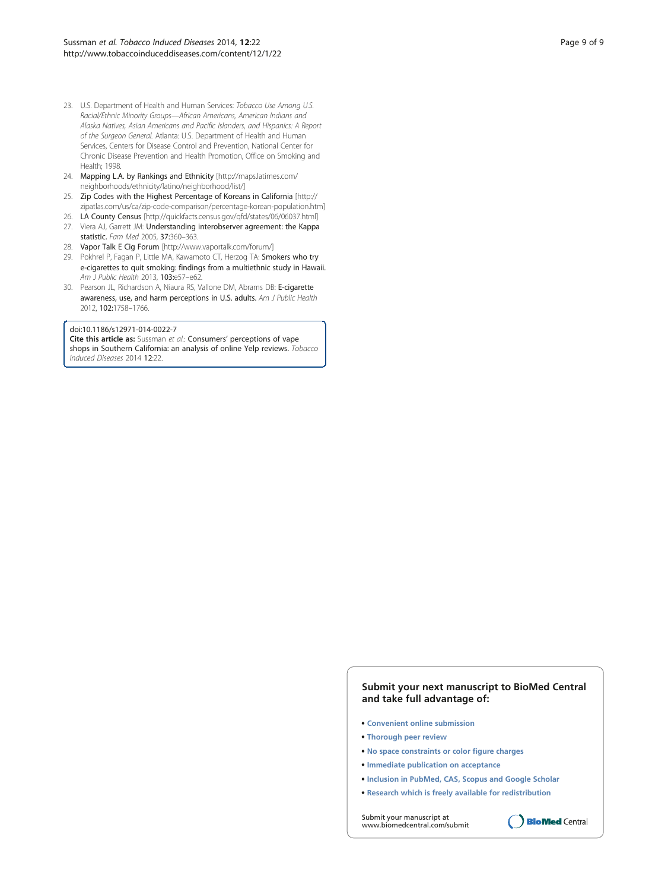23. U.S. Department of Health and Human Services: *Tobacco Use Among U.S. Racial/Ethnic Minority Groups—African Americans, American Indians and Alaska Natives, Asian Americans and Pacific Islanders, and Hispanics: A Report of the Surgeon General.* Atlanta: U.S. Department of Health and Human Services, Centers for Disease Control and Prevention, National Center for Chronic Disease Prevention and Health Promotion, Office on Smoking and Health; 1998.
24. **Mapping L.A. by Rankings and Ethnicity** [http://maps.latimes.com/neighborhoods/ethnicity/latino/neighborhood/list/]
25. **Zip Codes with the Highest Percentage of Koreans in California** [http://zipatlas.com/us/ca/zip-code-comparison/percentage-korean-population.htm]
26. **LA County Census** [http://quickfacts.census.gov/qfd/states/06/06037.html]
27. Viera AJ, Garrett JM: **Understanding interobserver agreement: the Kappa statistic.** *Fam Med* 2005, **37**:360–363.
28. **Vapor Talk E Cig Forum** [http://www.vaportalk.com/forum/]
29. Pokhrel P, Fagan P, Little MA, Kawamoto CT, Herzog TA: **Smokers who try e-cigarettes to quit smoking: findings from a multiethnic study in Hawaii.** *Am J Public Health* 2013, **103**:e57–e62.
30. Pearson JL, Richardson A, Niaura RS, Vallone DM, Abrams DB: **E-cigarette awareness, use, and harm perceptions in U.S. adults.** *Am J Public Health* 2012, **102**:1758–1766.

doi:10.1186/s12971-014-0022-7

**Cite this article as:** Sussman *et al.*: Consumers' perceptions of vape shops in Southern California: an analysis of online Yelp reviews. *Tobacco Induced Diseases* 2014 **12**:22.

**Submit your next manuscript to BioMed Central and take full advantage of:**

- **Convenient online submission**
- **Thorough peer review**
- **No space constraints or color figure charges**
- **Immediate publication on acceptance**
- **Inclusion in PubMed, CAS, Scopus and Google Scholar**
- **Research which is freely available for redistribution**

Submit your manuscript at www.biomedcentral.com/submit

BioMed Central